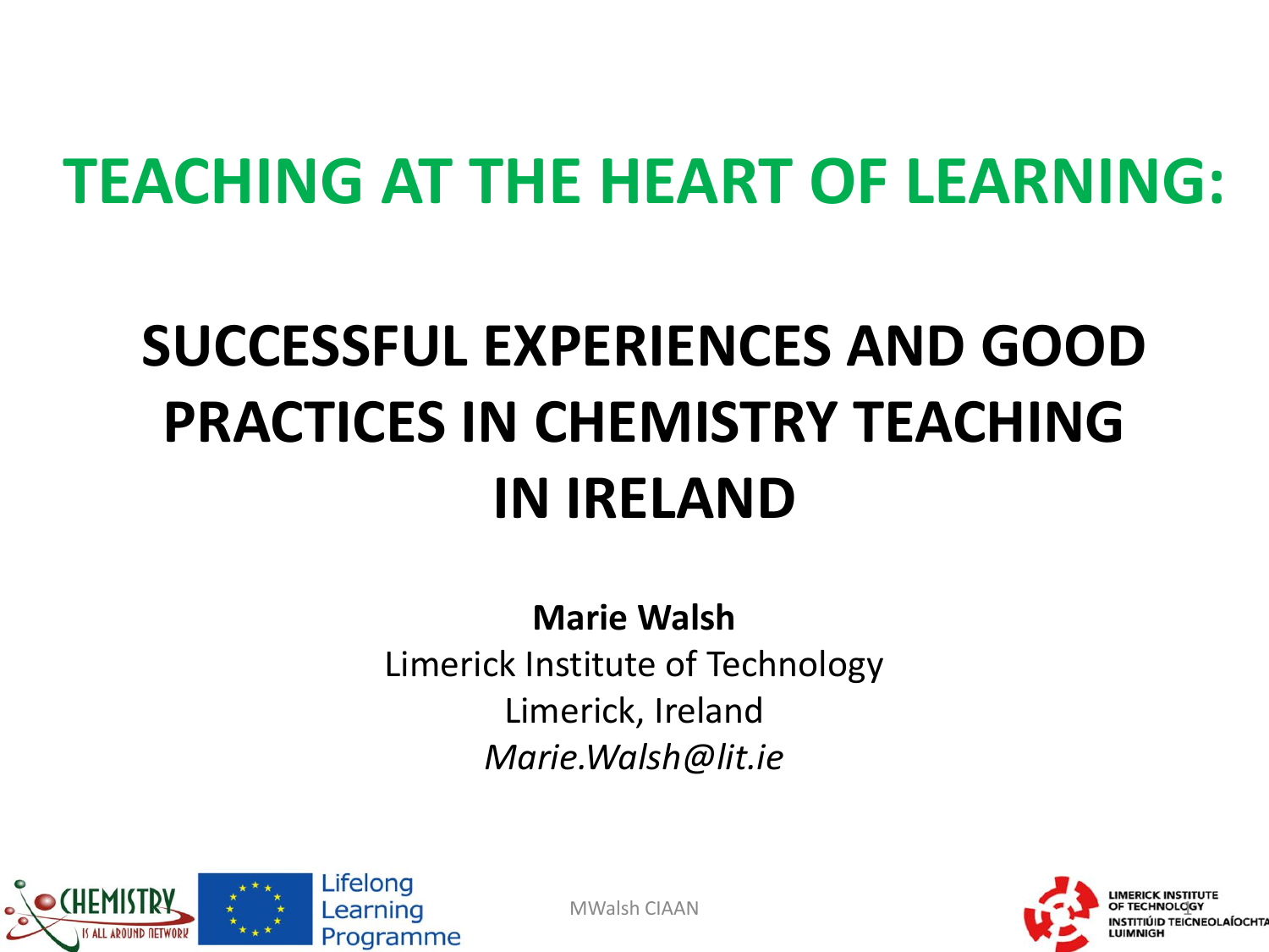# TEACHING AT THE HEART OF LEARNING:

## SUCCESSFUL EXPERIENCES AND GOOD PRACTICES IN CHEMISTRY TEACHING IN IRELAND

**Marie Walsh**
Limerick Institute of Technology
Limerick, Ireland
*Marie.Walsh@lit.ie*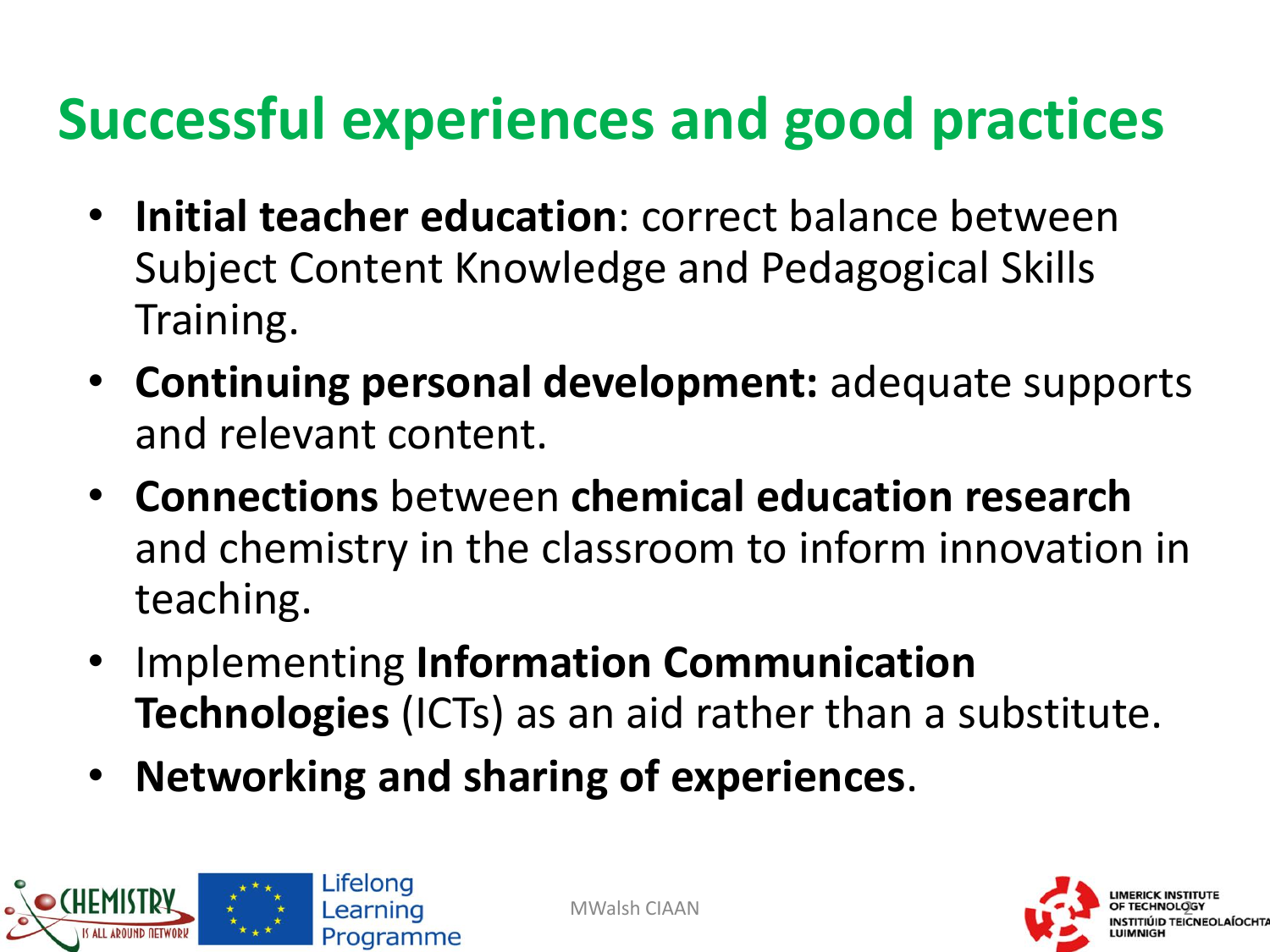# Successful experiences and good practices

- **Initial teacher education**: correct balance between Subject Content Knowledge and Pedagogical Skills Training.
- **Continuing personal development:** adequate supports and relevant content.
- **Connections** between **chemical education research** and chemistry in the classroom to inform innovation in teaching.
- Implementing **Information Communication Technologies** (ICTs) as an aid rather than a substitute.
- **Networking and sharing of experiences**.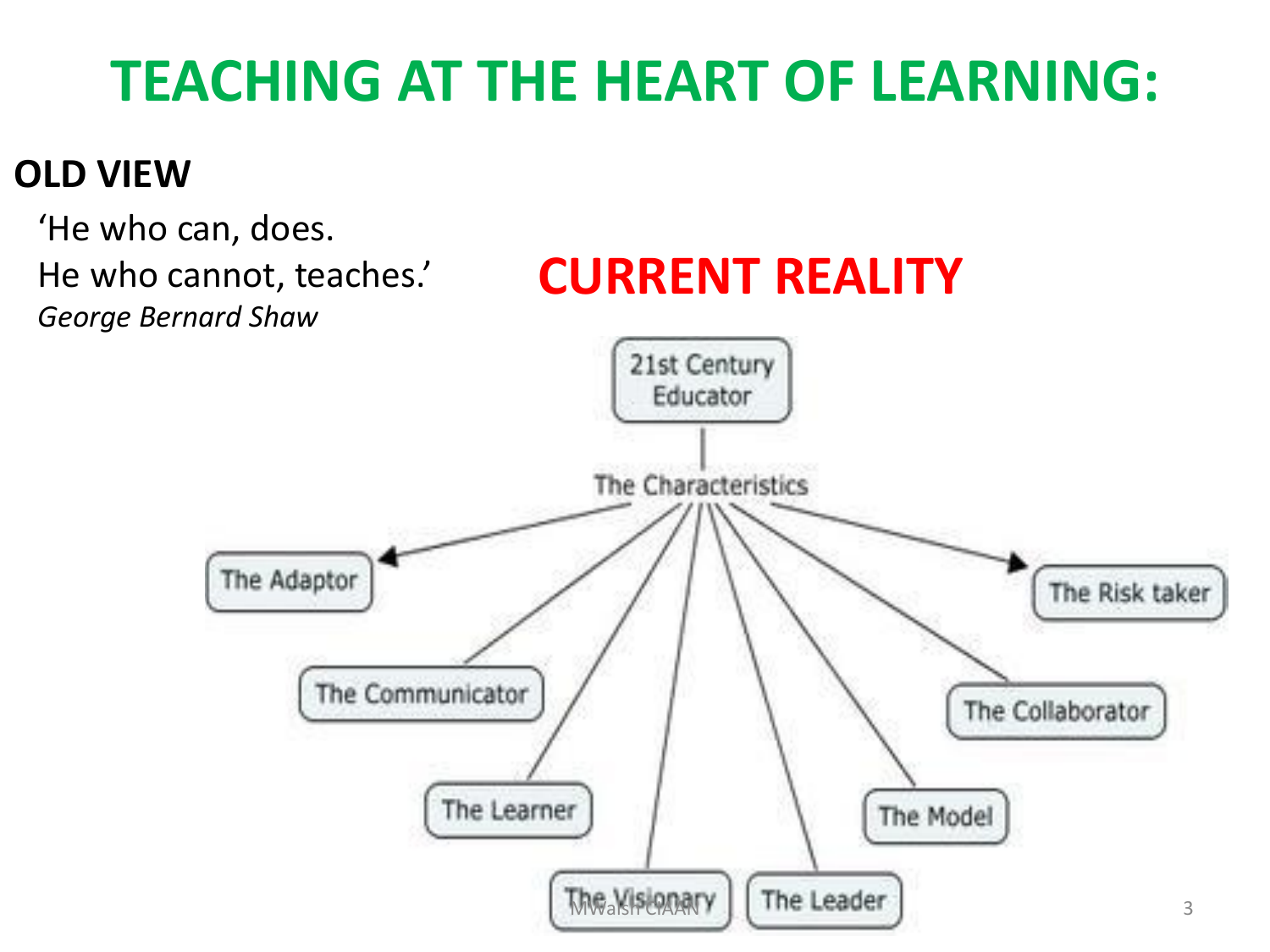# TEACHING AT THE HEART OF LEARNING:

**OLD VIEW**

'He who can, does.
He who cannot, teaches.'
*George Bernard Shaw*

## CURRENT REALITY

21st Century Educator

The Characteristics

- The Adaptor
- The Communicator
- The Learner
- The Visionary
- The Leader
- The Model
- The Collaborator
- The Risk taker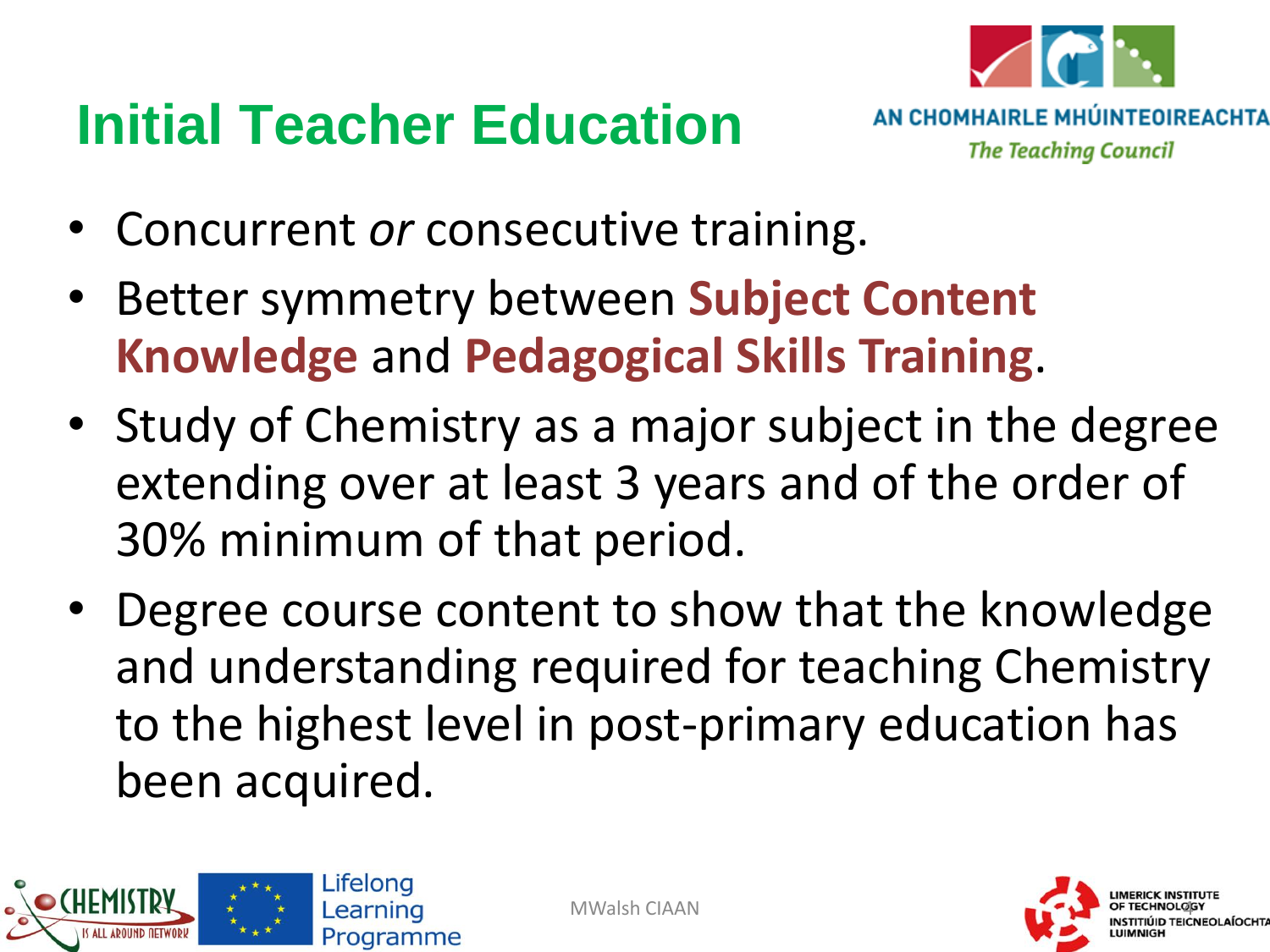# Initial Teacher Education

- Concurrent *or* consecutive training.
- Better symmetry between **Subject Content Knowledge** and **Pedagogical Skills Training**.
- Study of Chemistry as a major subject in the degree extending over at least 3 years and of the order of 30% minimum of that period.
- Degree course content to show that the knowledge and understanding required for teaching Chemistry to the highest level in post-primary education has been acquired.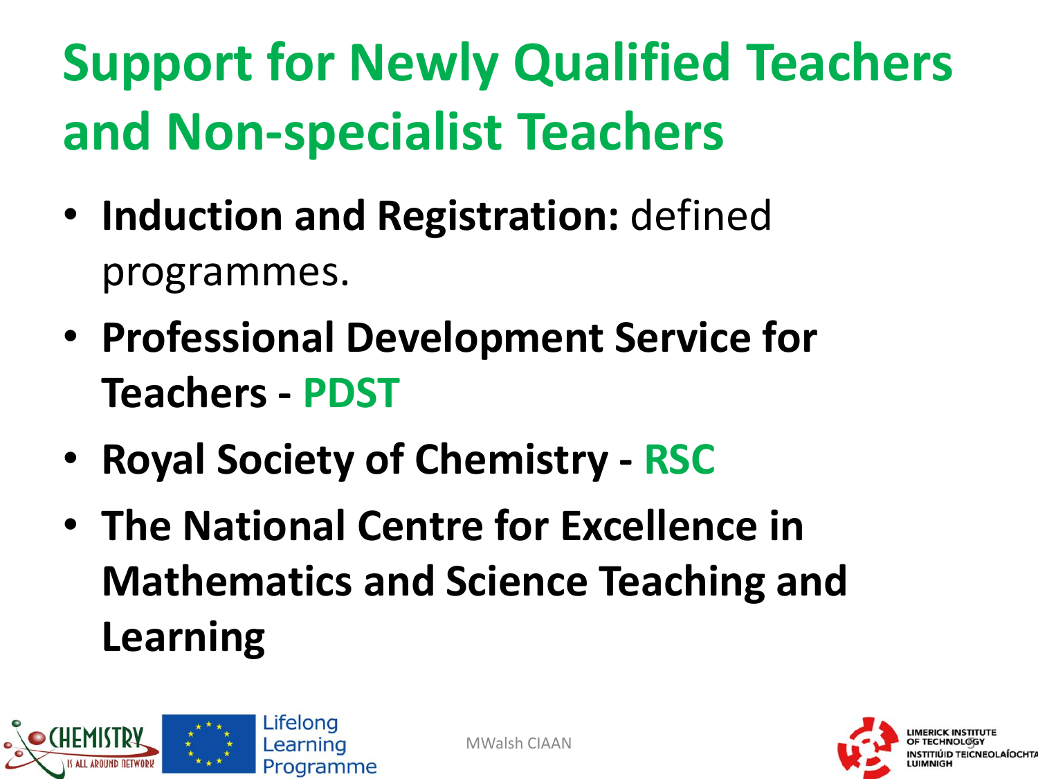# Support for Newly Qualified Teachers and Non-specialist Teachers

- **Induction and Registration:** defined programmes.
- **Professional Development Service for Teachers - PDST**
- **Royal Society of Chemistry - RSC**
- **The National Centre for Excellence in Mathematics and Science Teaching and Learning**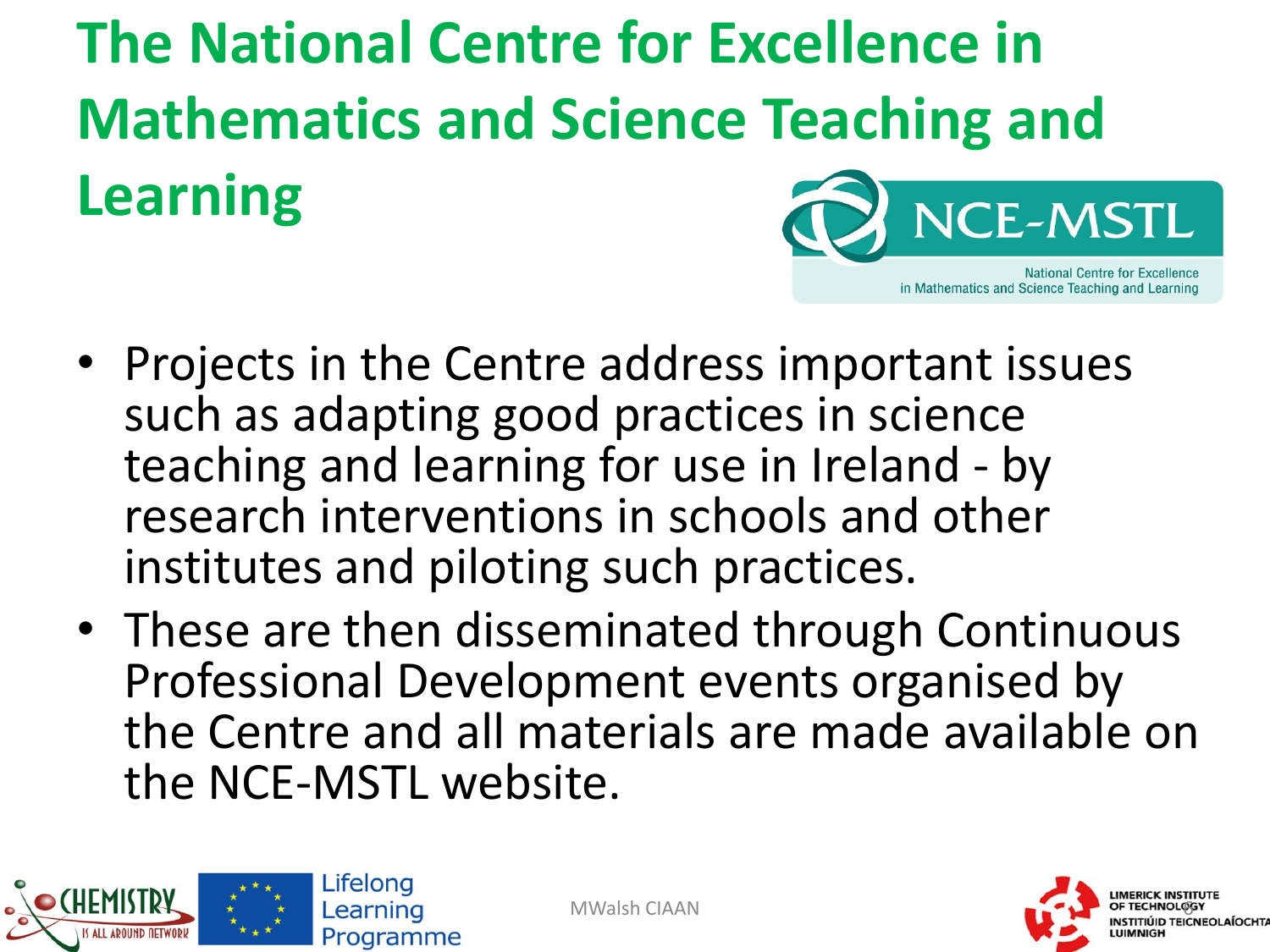# The National Centre for Excellence in Mathematics and Science Teaching and Learning

- Projects in the Centre address important issues such as adapting good practices in science teaching and learning for use in Ireland - by research interventions in schools and other institutes and piloting such practices.
- These are then disseminated through Continuous Professional Development events organised by the Centre and all materials are made available on the NCE-MSTL website.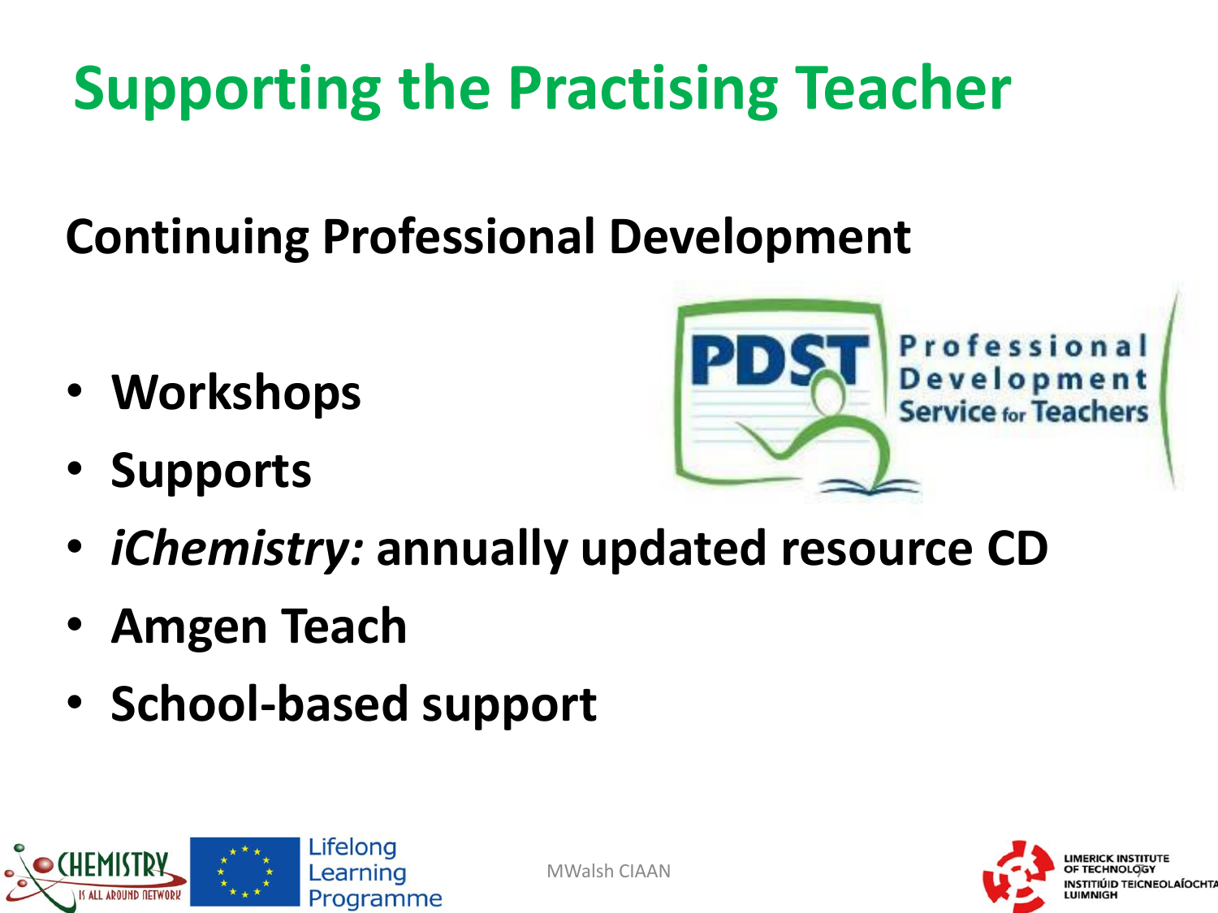# Supporting the Practising Teacher

## Continuing Professional Development

- **Workshops**
- **Supports**
- ***iChemistry:* annually updated resource CD**
- **Amgen Teach**
- **School-based support**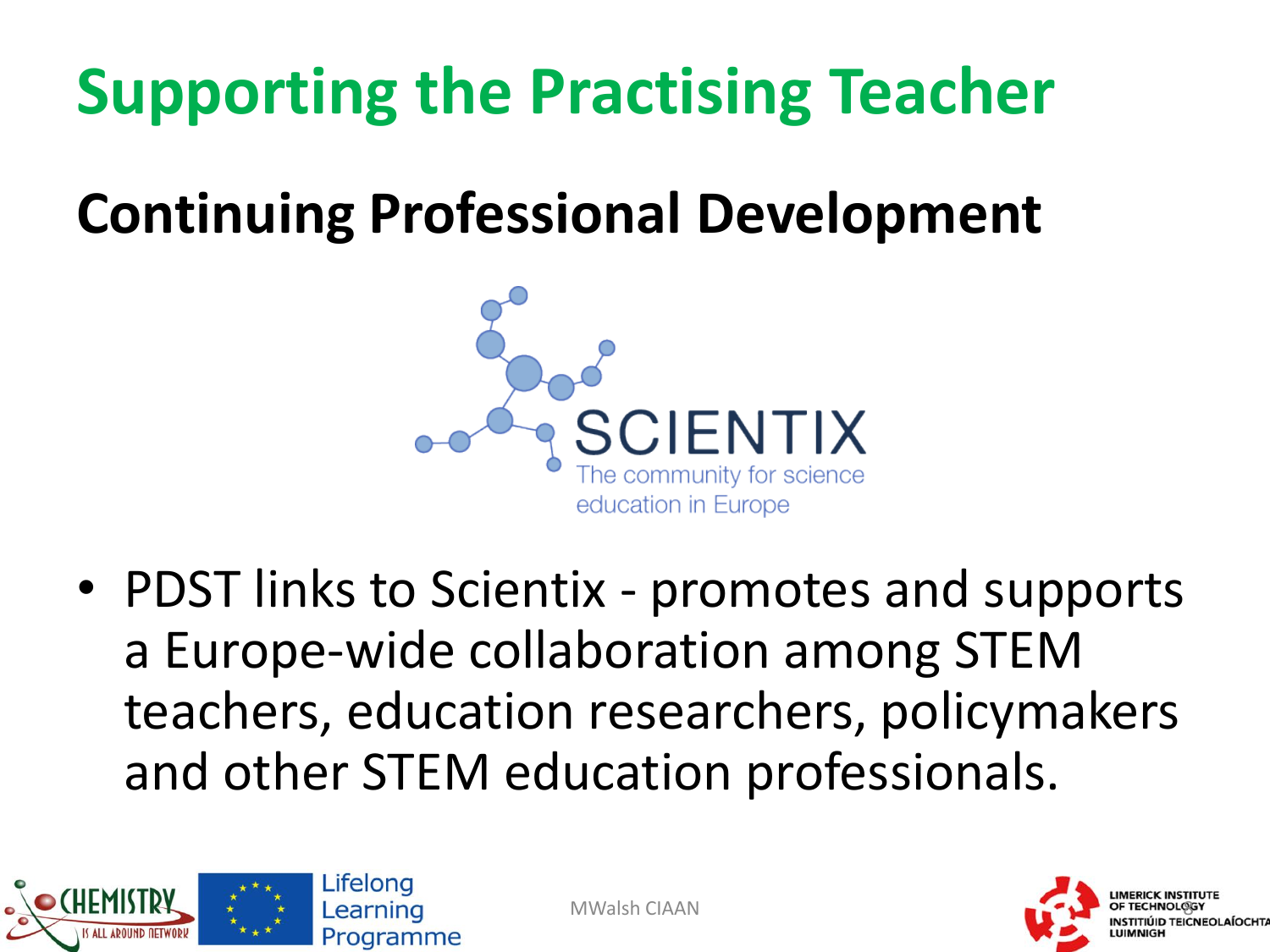# Supporting the Practising Teacher

## Continuing Professional Development

SCIENTIX

The community for science education in Europe

- PDST links to Scientix - promotes and supports a Europe-wide collaboration among STEM teachers, education researchers, policymakers and other STEM education professionals.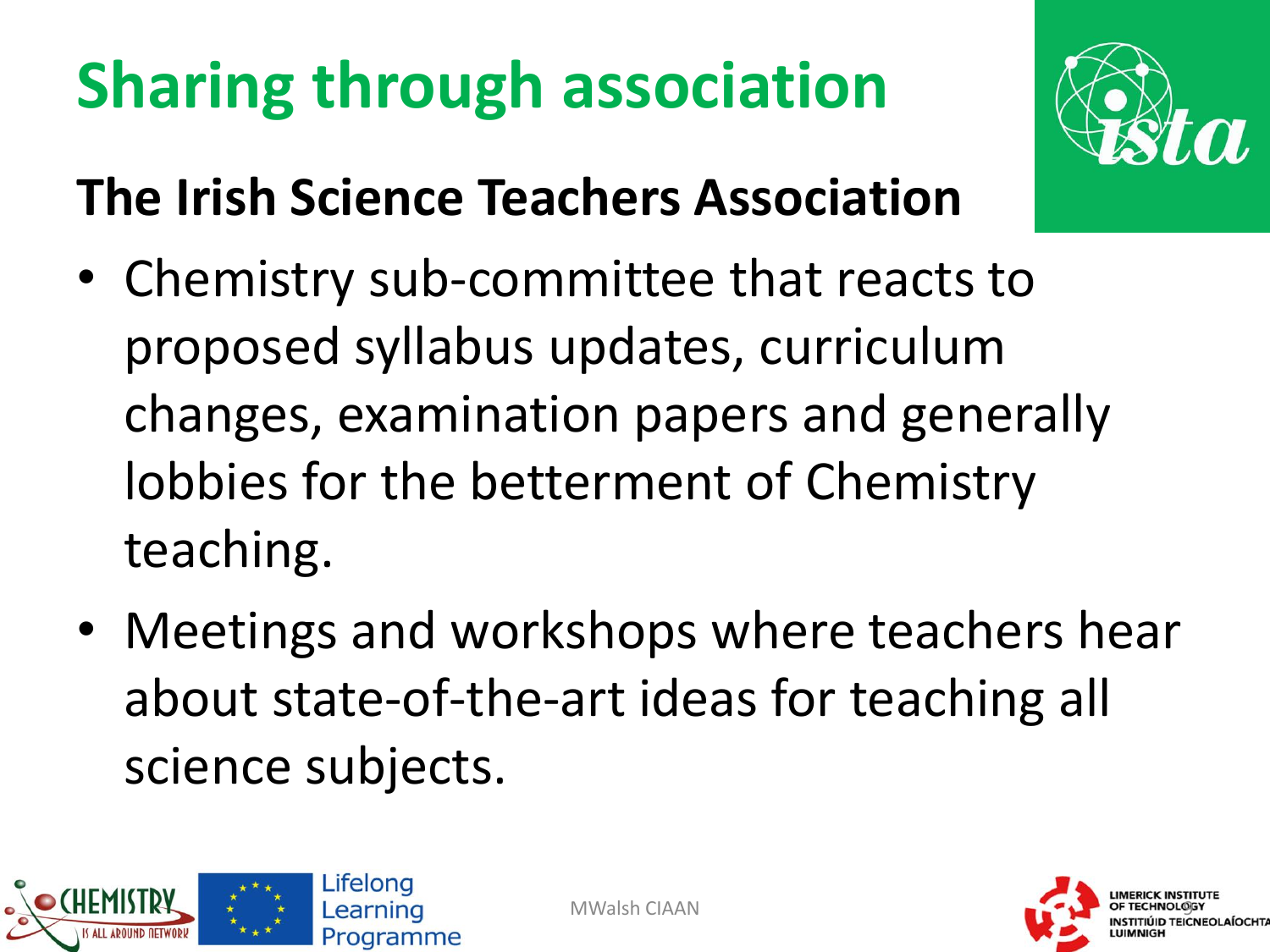# Sharing through association

## The Irish Science Teachers Association

- Chemistry sub-committee that reacts to proposed syllabus updates, curriculum changes, examination papers and generally lobbies for the betterment of Chemistry teaching.
- Meetings and workshops where teachers hear about state-of-the-art ideas for teaching all science subjects.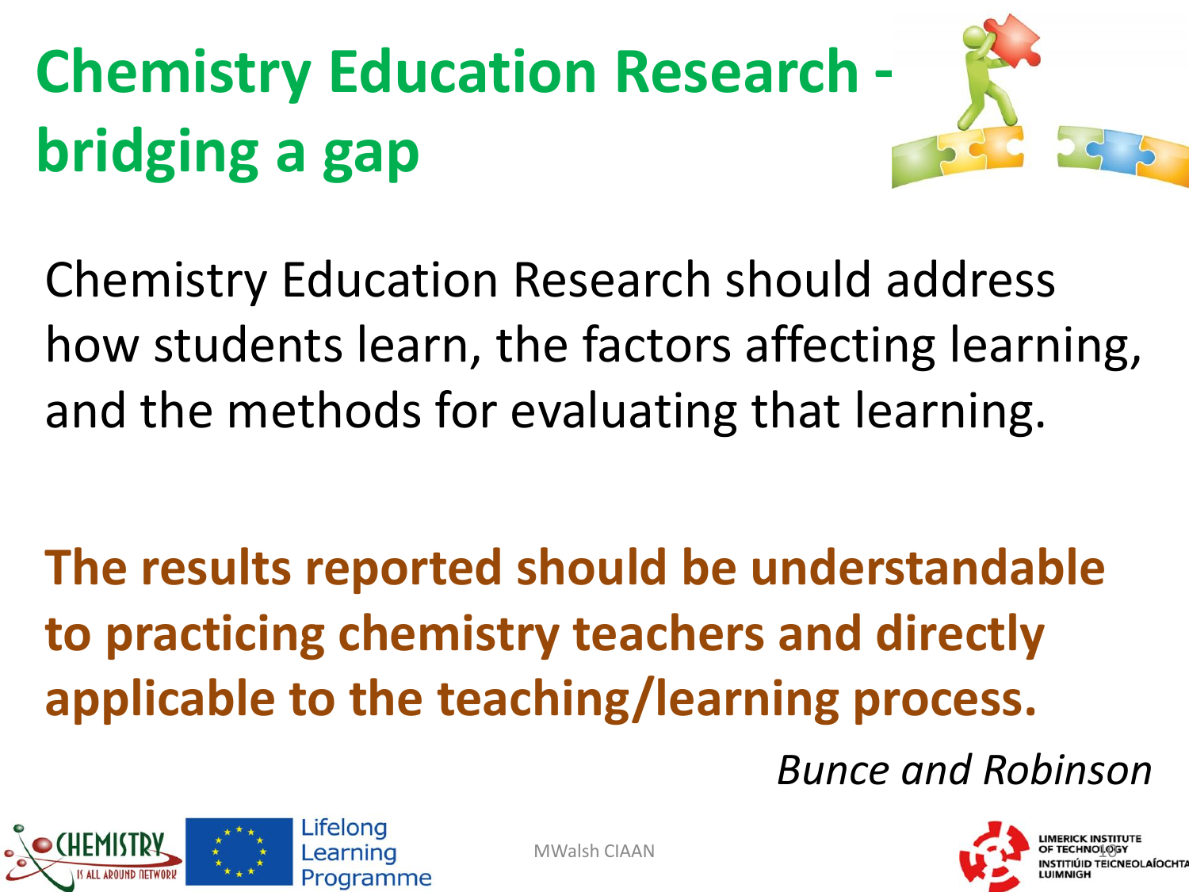# Chemistry Education Research - bridging a gap

Chemistry Education Research should address how students learn, the factors affecting learning, and the methods for evaluating that learning.

**The results reported should be understandable to practicing chemistry teachers and directly applicable to the teaching/learning process.**

*Bunce and Robinson*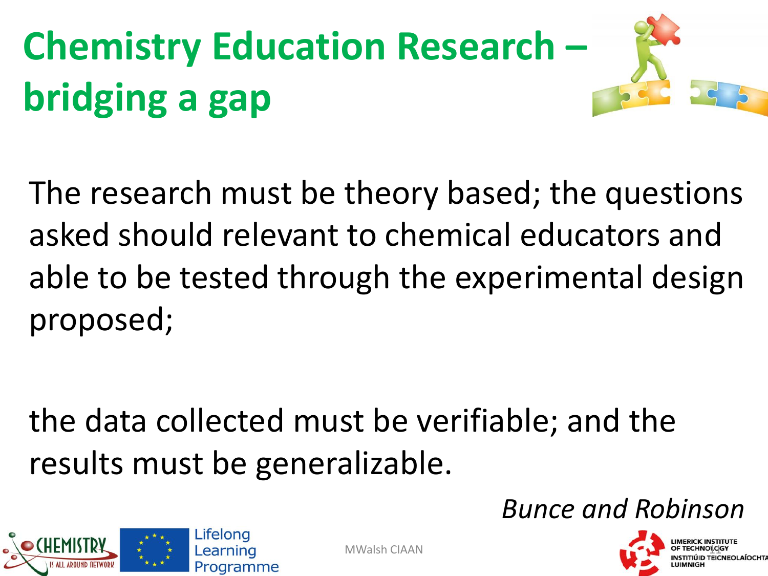# Chemistry Education Research – bridging a gap

The research must be theory based; the questions asked should relevant to chemical educators and able to be tested through the experimental design proposed;

the data collected must be verifiable; and the results must be generalizable.

*Bunce and Robinson*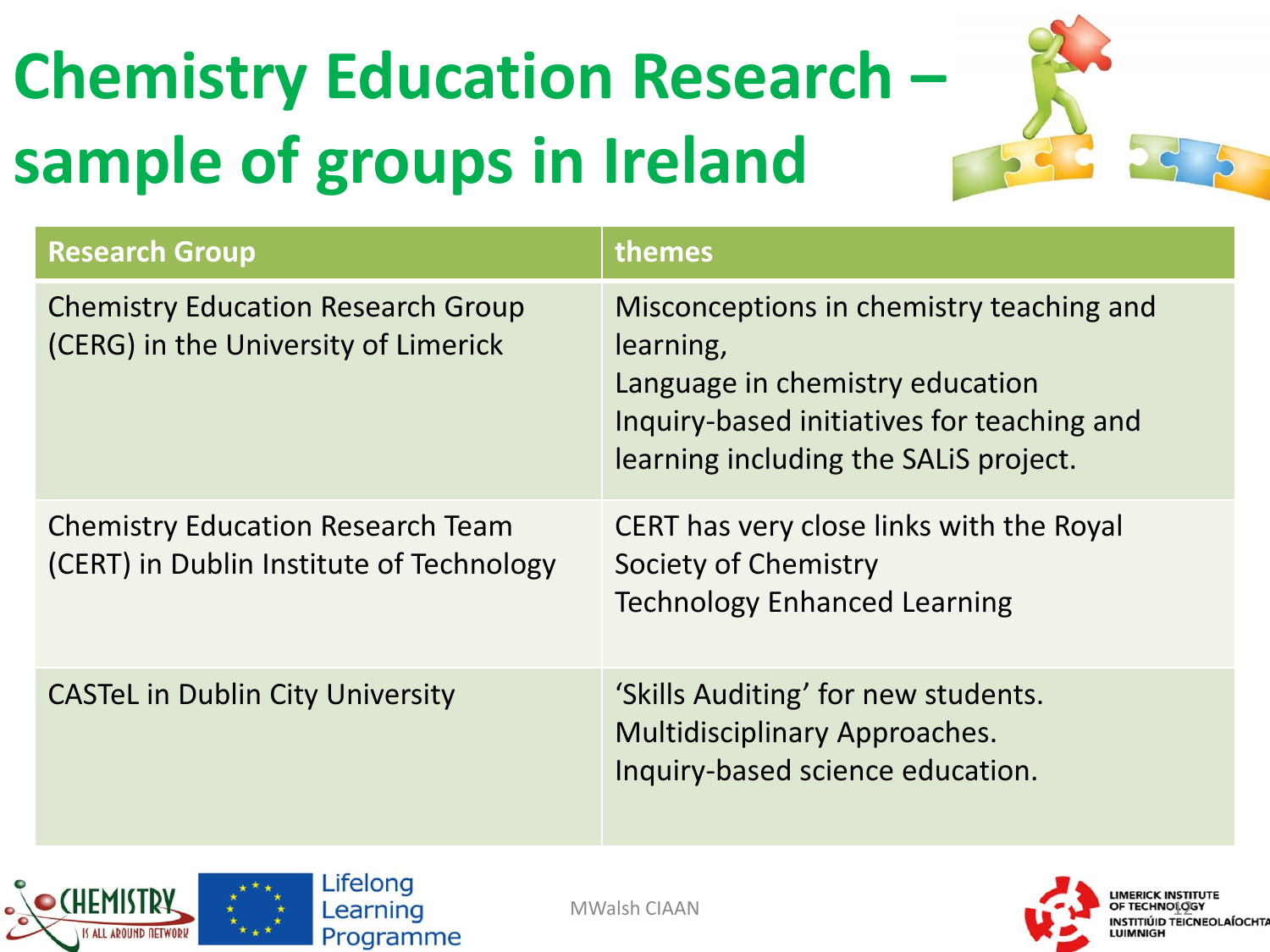# Chemistry Education Research – sample of groups in Ireland

| Research Group | themes |
|---|---|
| Chemistry Education Research Group (CERG) in the University of Limerick | Misconceptions in chemistry teaching and learning,<br>Language in chemistry education<br>Inquiry-based initiatives for teaching and learning including the SALiS project. |
| Chemistry Education Research Team (CERT) in Dublin Institute of Technology | CERT has very close links with the Royal Society of Chemistry<br>Technology Enhanced Learning |
| CASTeL in Dublin City University | 'Skills Auditing' for new students.<br>Multidisciplinary Approaches.<br>Inquiry-based science education. |

MWalsh CIAAN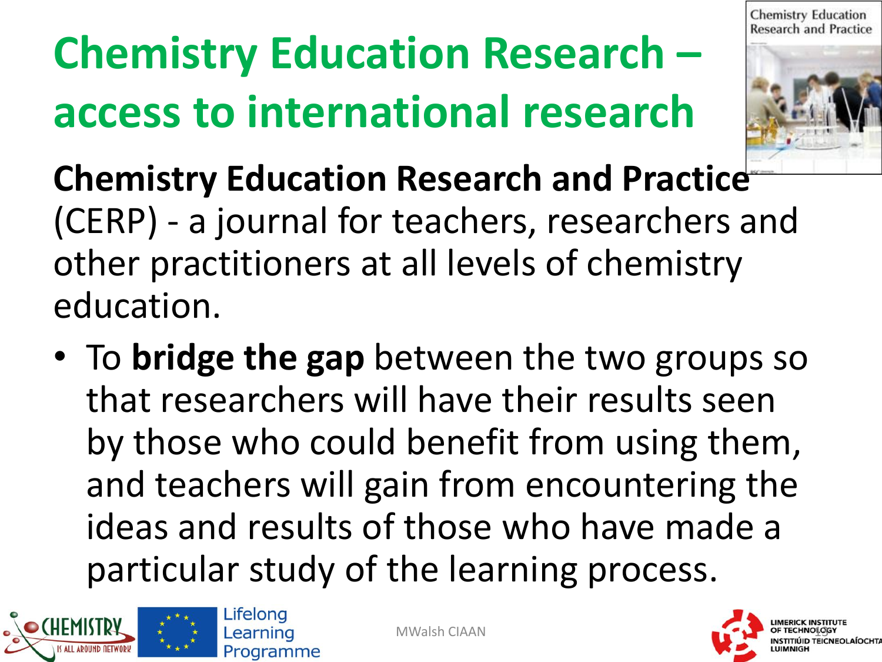# Chemistry Education Research – access to international research

**Chemistry Education Research and Practice** (CERP) - a journal for teachers, researchers and other practitioners at all levels of chemistry education.

- To **bridge the gap** between the two groups so that researchers will have their results seen by those who could benefit from using them, and teachers will gain from encountering the ideas and results of those who have made a particular study of the learning process.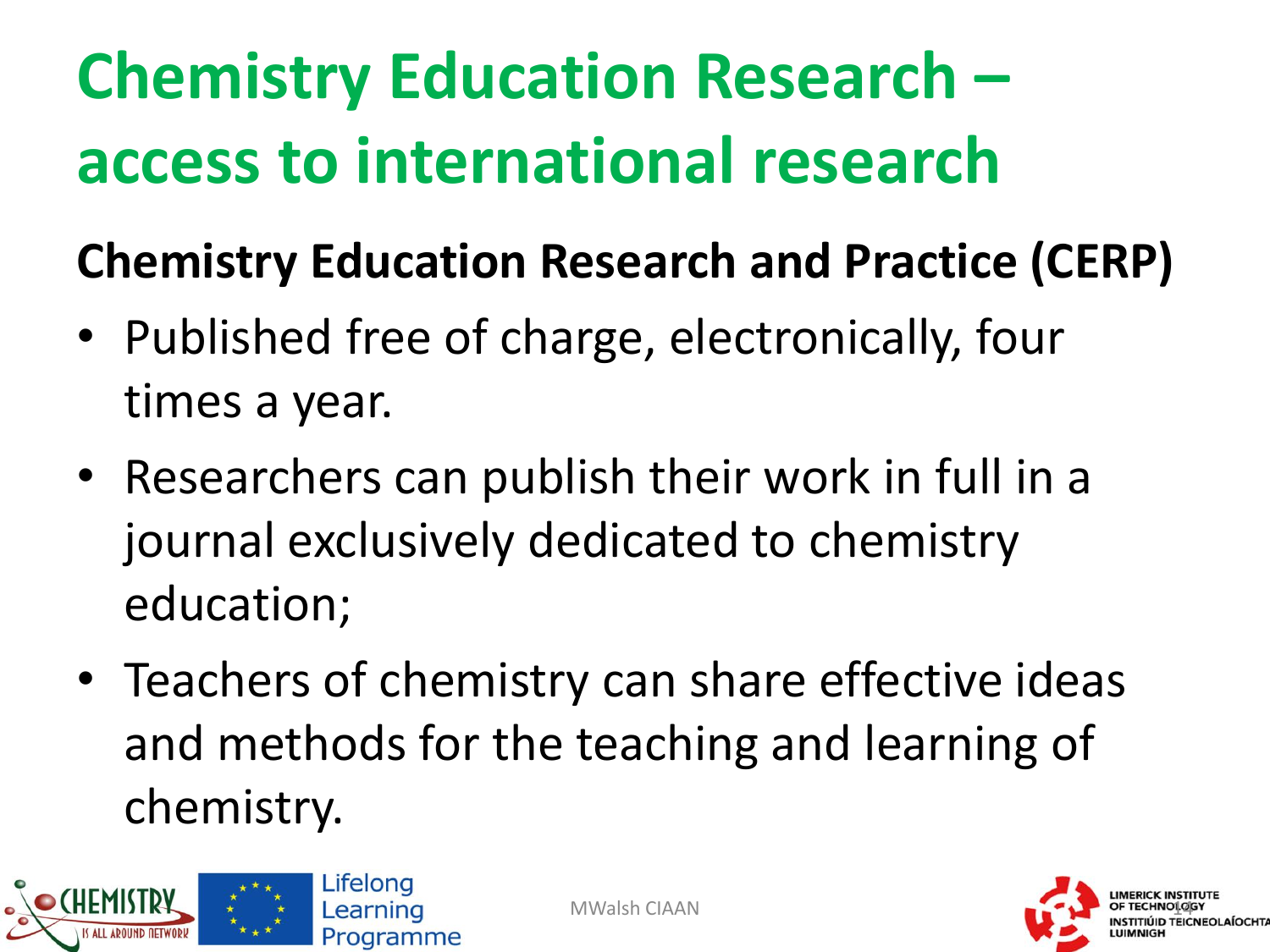# Chemistry Education Research – access to international research

**Chemistry Education Research and Practice (CERP)**

- Published free of charge, electronically, four times a year.
- Researchers can publish their work in full in a journal exclusively dedicated to chemistry education;
- Teachers of chemistry can share effective ideas and methods for the teaching and learning of chemistry.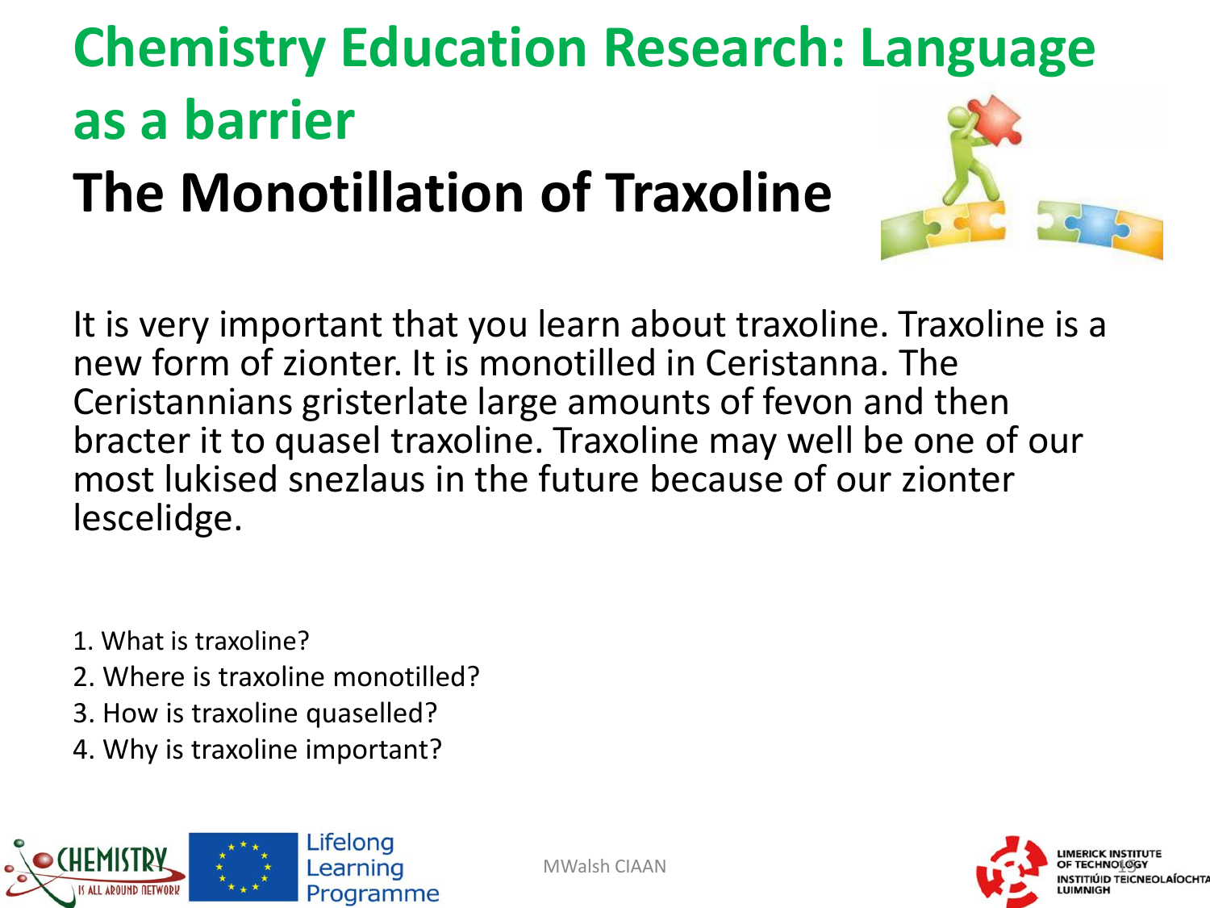# Chemistry Education Research: Language as a barrier

## The Monotillation of Traxoline

It is very important that you learn about traxoline. Traxoline is a new form of zionter. It is monotilled in Ceristanna. The Ceristannians gristerlate large amounts of fevon and then bracter it to quasel traxoline. Traxoline may well be one of our most lukised snezlaus in the future because of our zionter lescelidge.

1. What is traxoline?
2. Where is traxoline monotilled?
3. How is traxoline quaselled?
4. Why is traxoline important?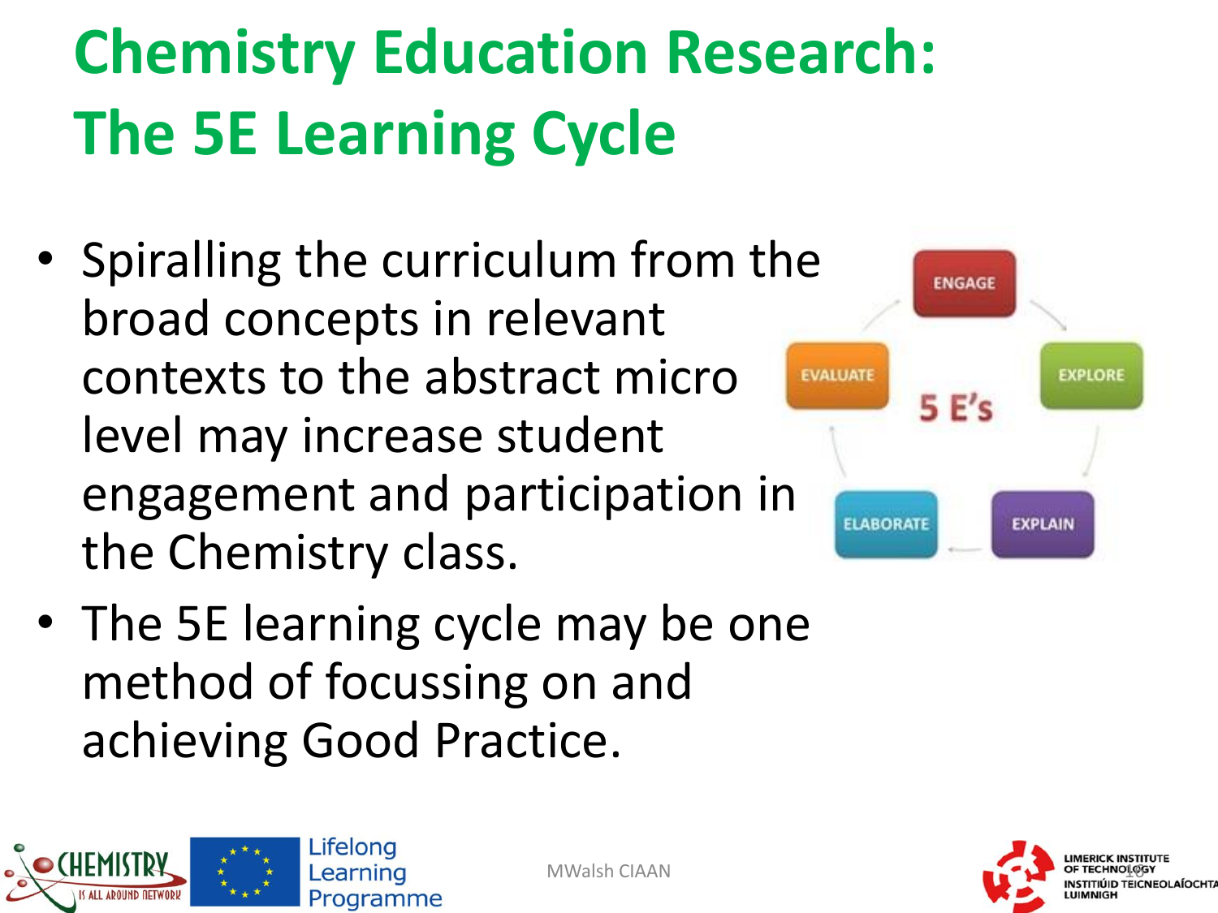# Chemistry Education Research: The 5E Learning Cycle

- Spiralling the curriculum from the broad concepts in relevant contexts to the abstract micro level may increase student engagement and participation in the Chemistry class.
- The 5E learning cycle may be one method of focussing on and achieving Good Practice.

5 E's

ENGAGE → EXPLORE → EXPLAIN → ELABORATE → EVALUATE

MWalsh CIAAN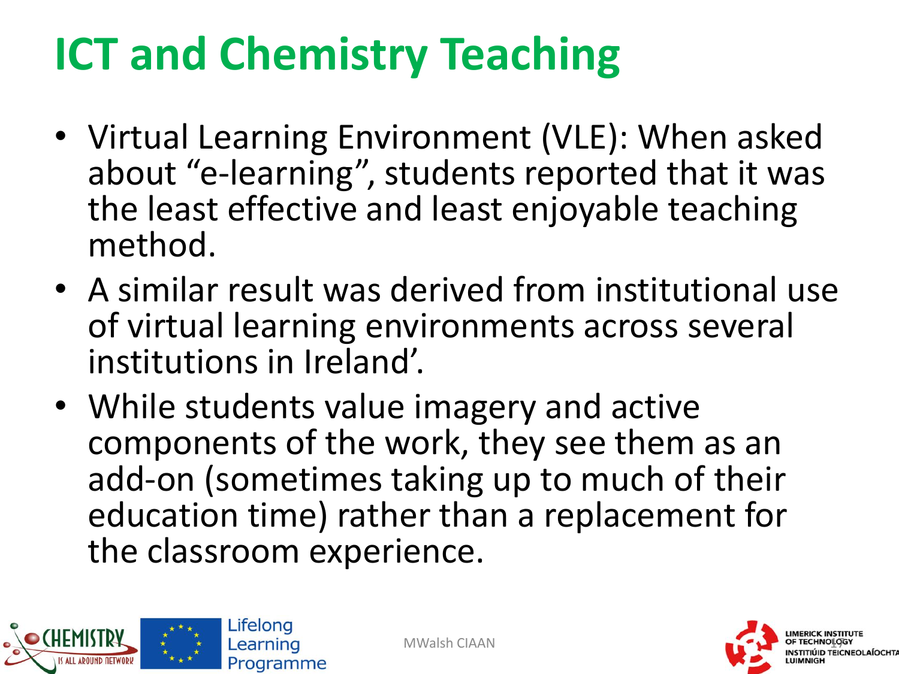# ICT and Chemistry Teaching

- Virtual Learning Environment (VLE): When asked about “e-learning”, students reported that it was the least effective and least enjoyable teaching method.
- A similar result was derived from institutional use of virtual learning environments across several institutions in Ireland’.
- While students value imagery and active components of the work, they see them as an add-on (sometimes taking up to much of their education time) rather than a replacement for the classroom experience.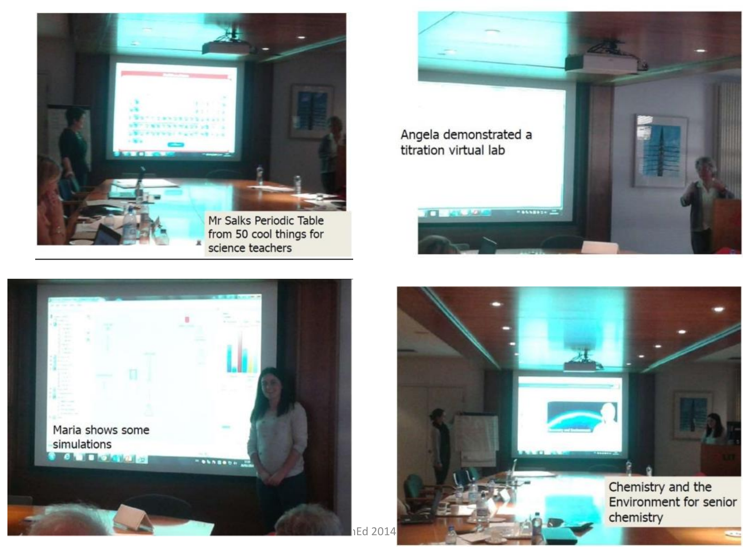Mr Salks Periodic Table from 50 cool things for science teachers

Angela demonstrated a titration virtual lab

Maria shows some simulations

Chemistry and the Environment for senior chemistry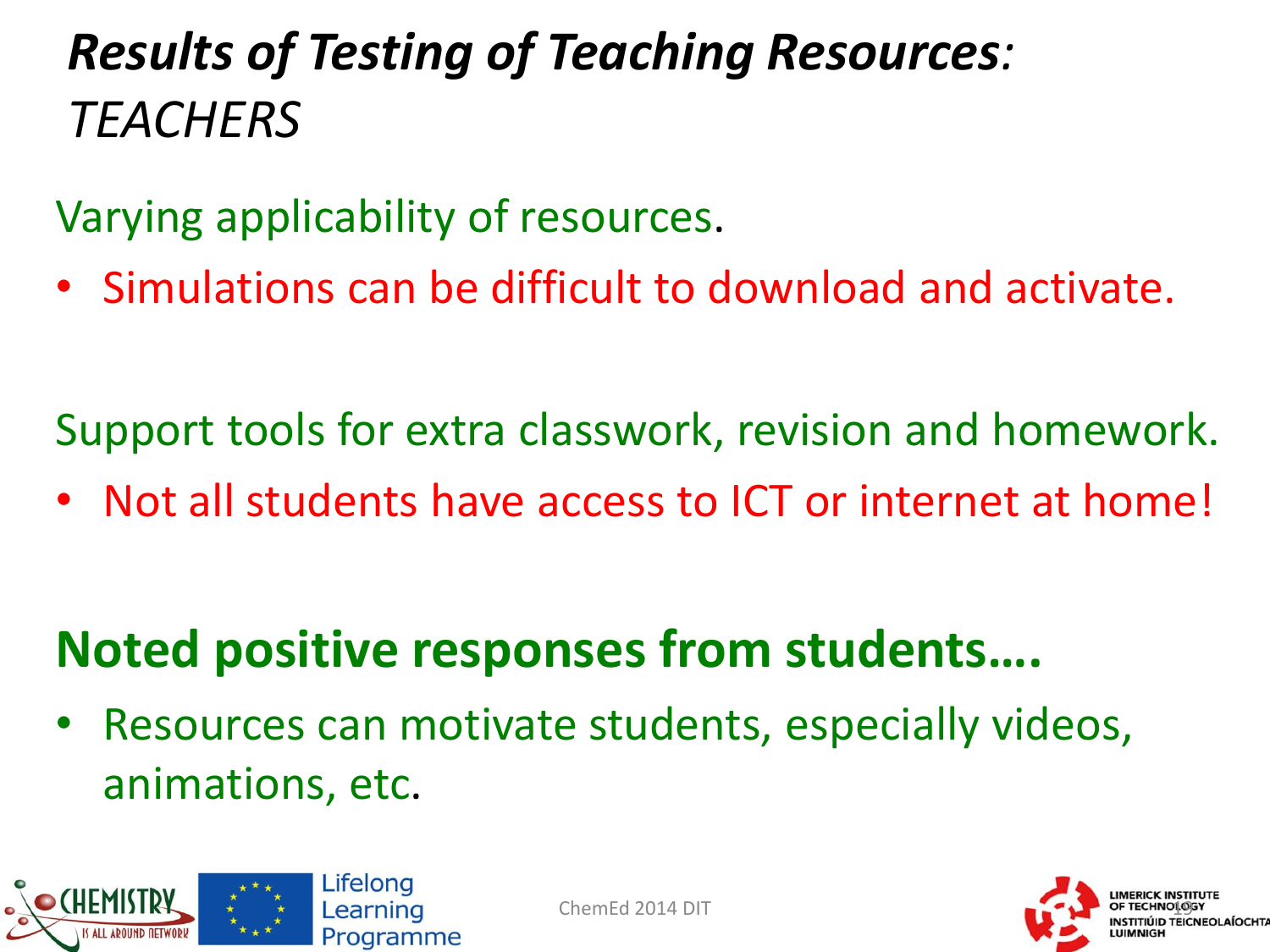# *Results of Testing of Teaching Resources: TEACHERS*

Varying applicability of resources.

- Simulations can be difficult to download and activate.

Support tools for extra classwork, revision and homework.

- Not all students have access to ICT or internet at home!

**Noted positive responses from students….**

- Resources can motivate students, especially videos, animations, etc.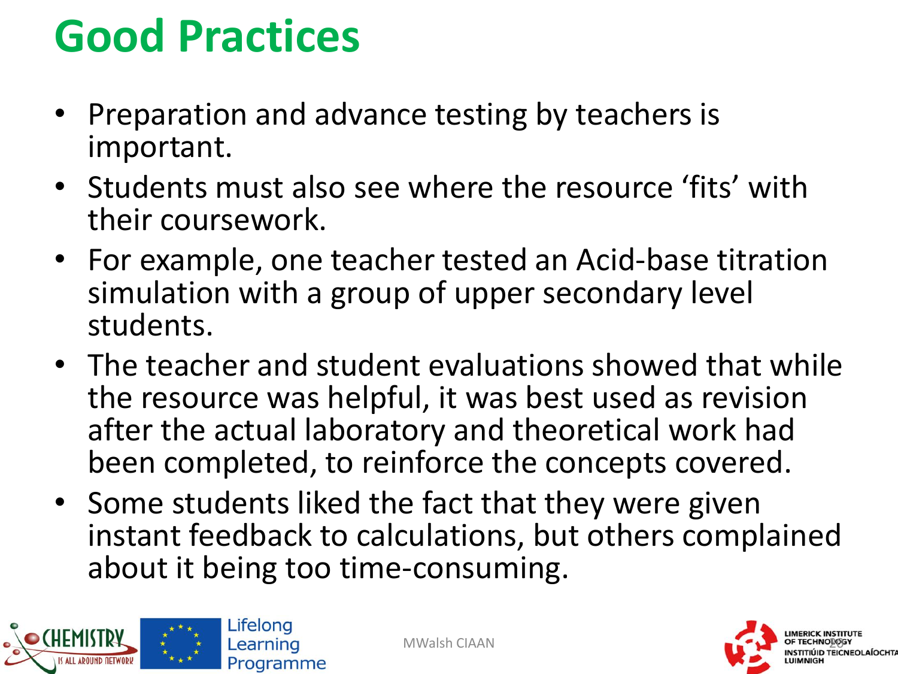# Good Practices

- Preparation and advance testing by teachers is important.
- Students must also see where the resource 'fits' with their coursework.
- For example, one teacher tested an Acid-base titration simulation with a group of upper secondary level students.
- The teacher and student evaluations showed that while the resource was helpful, it was best used as revision after the actual laboratory and theoretical work had been completed, to reinforce the concepts covered.
- Some students liked the fact that they were given instant feedback to calculations, but others complained about it being too time-consuming.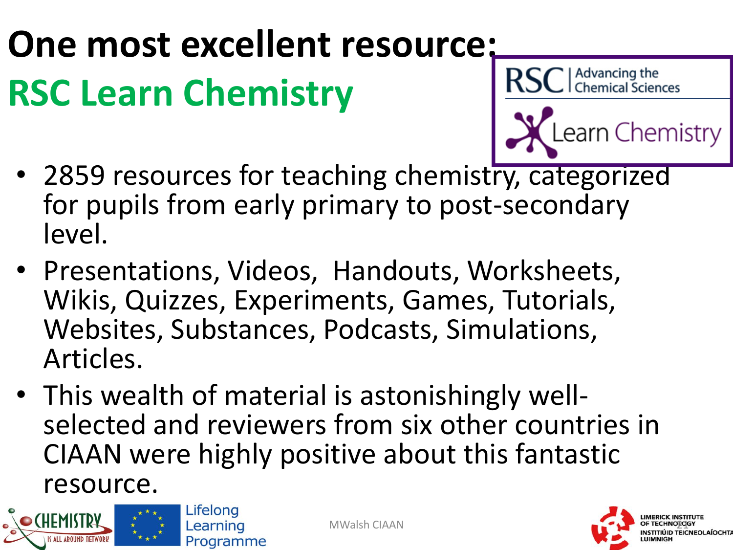# One most excellent resource:

## RSC Learn Chemistry

- 2859 resources for teaching chemistry, categorized for pupils from early primary to post-secondary level.
- Presentations, Videos, Handouts, Worksheets, Wikis, Quizzes, Experiments, Games, Tutorials, Websites, Substances, Podcasts, Simulations, Articles.
- This wealth of material is astonishingly well-selected and reviewers from six other countries in CIAAN were highly positive about this fantastic resource.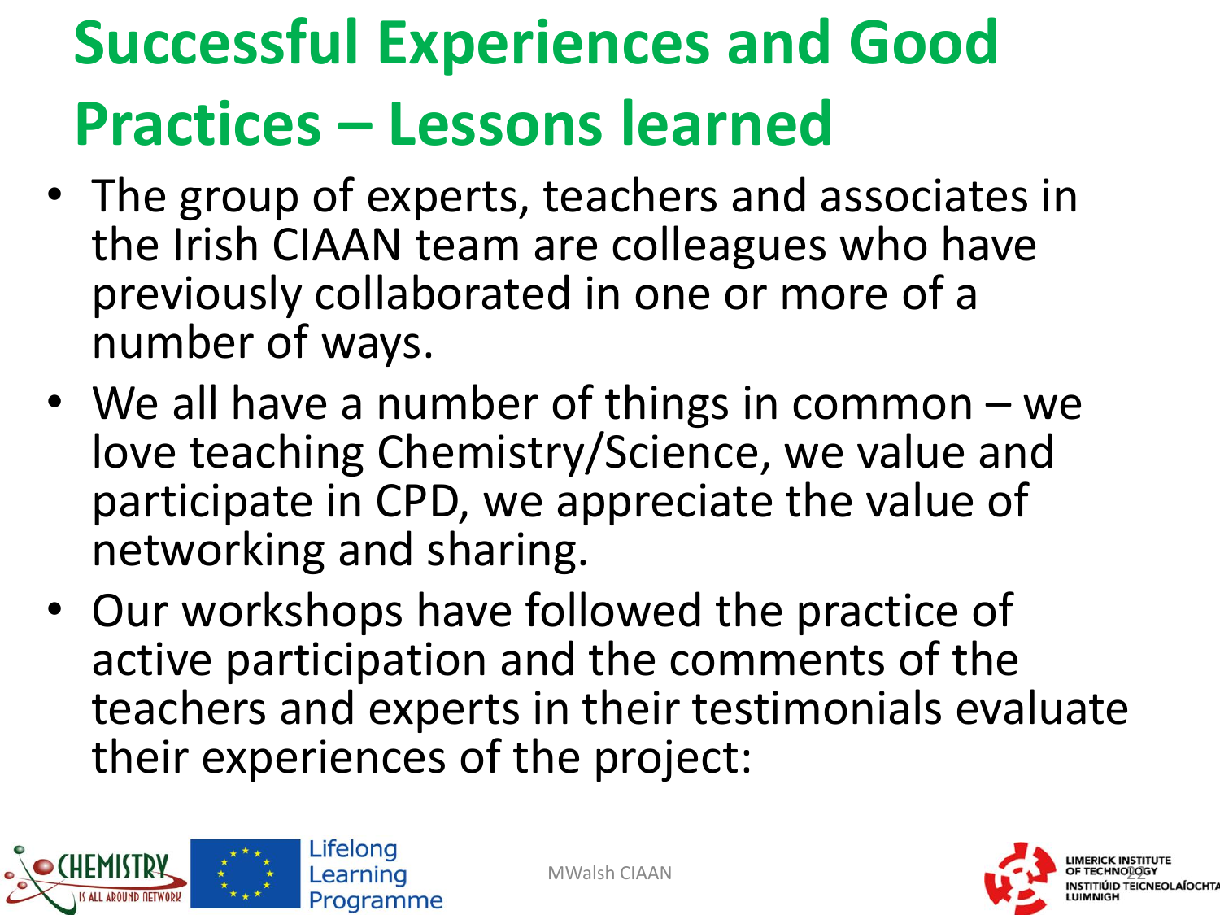# Successful Experiences and Good Practices – Lessons learned

- The group of experts, teachers and associates in the Irish CIAAN team are colleagues who have previously collaborated in one or more of a number of ways.
- We all have a number of things in common – we love teaching Chemistry/Science, we value and participate in CPD, we appreciate the value of networking and sharing.
- Our workshops have followed the practice of active participation and the comments of the teachers and experts in their testimonials evaluate their experiences of the project: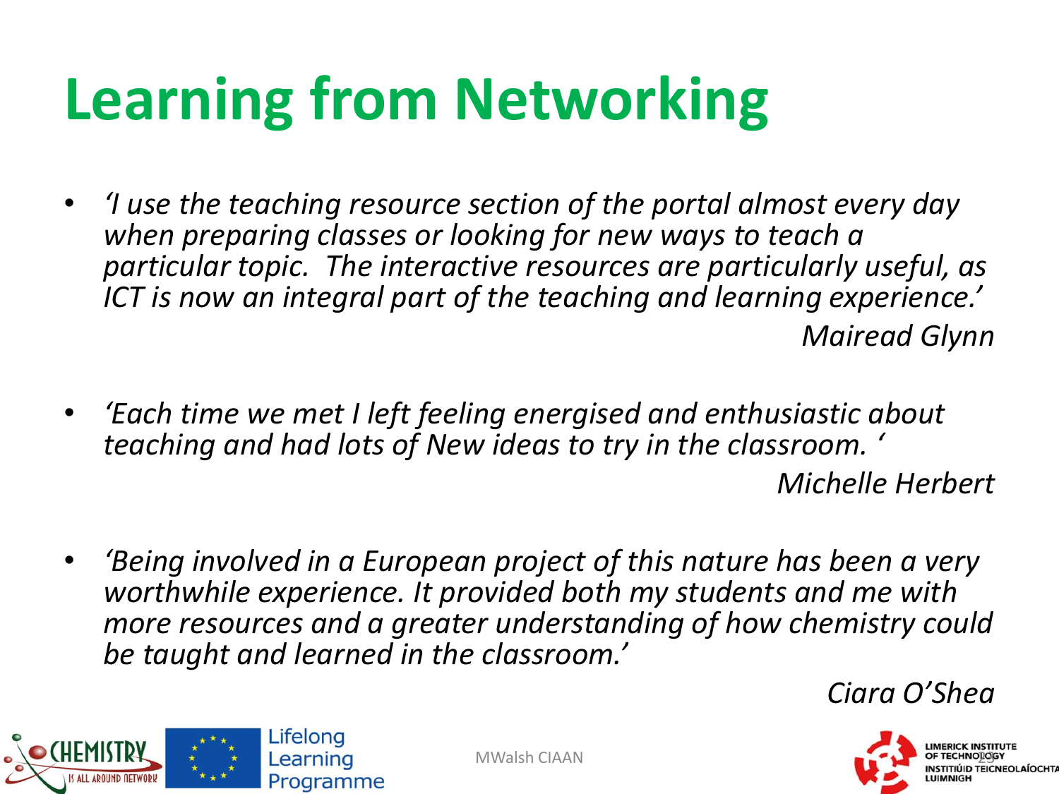# Learning from Networking

- *'I use the teaching resource section of the portal almost every day when preparing classes or looking for new ways to teach a particular topic. The interactive resources are particularly useful, as ICT is now an integral part of the teaching and learning experience.'*

  *Mairead Glynn*

- *'Each time we met I left feeling energised and enthusiastic about teaching and had lots of New ideas to try in the classroom. '*

  *Michelle Herbert*

- *'Being involved in a European project of this nature has been a very worthwhile experience. It provided both my students and me with more resources and a greater understanding of how chemistry could be taught and learned in the classroom.'*

  *Ciara O'Shea*

MWalsh CIAAN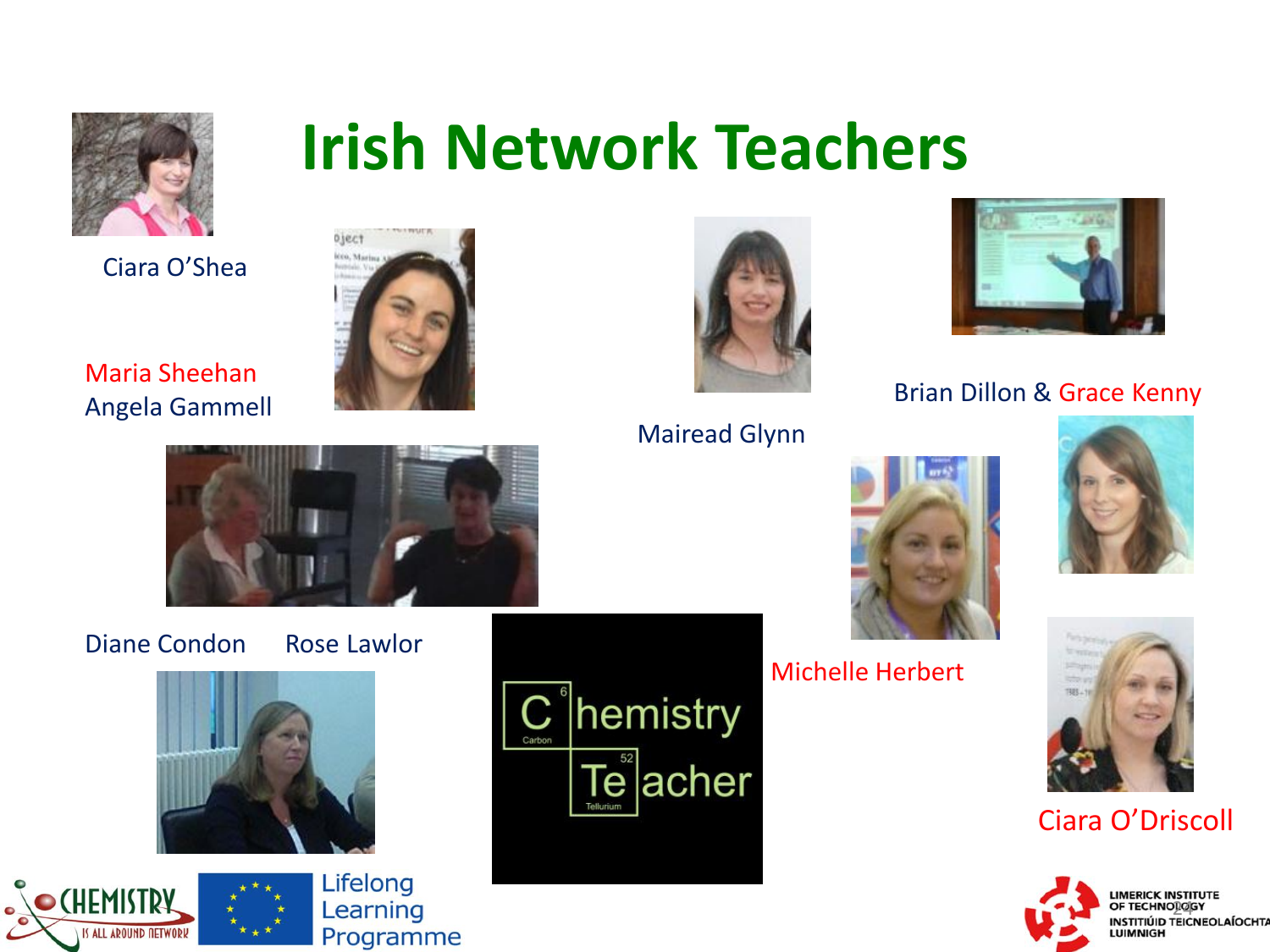# Irish Network Teachers

Ciara O'Shea

Maria Sheehan
Angela Gammell

Mairead Glynn

Brian Dillon & Grace Kenny

Diane Condon Rose Lawlor

Michelle Herbert

Ciara O'Driscoll

Lifelong Learning Programme

LIMERICK INSTITUTE OF TECHNOLOGY
INSTITIÚID TEICNEOLAÍOCHTA LUIMNIGH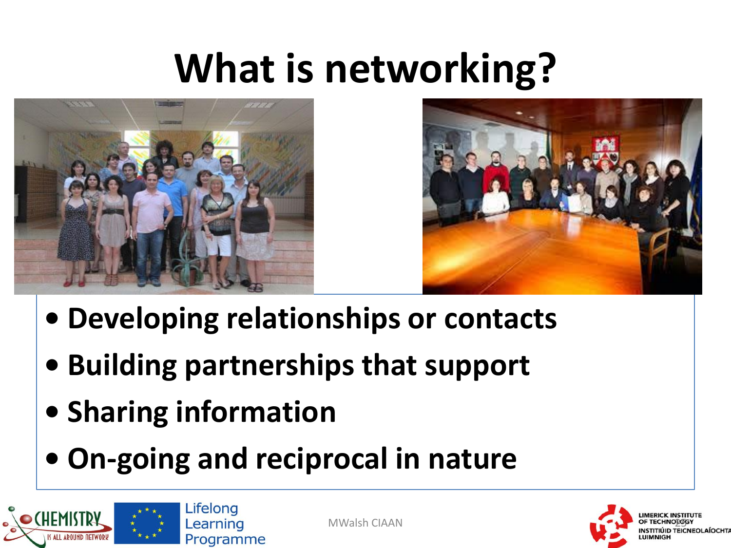# What is networking?

- Developing relationships or contacts
- Building partnerships that support
- Sharing information
- On-going and reciprocal in nature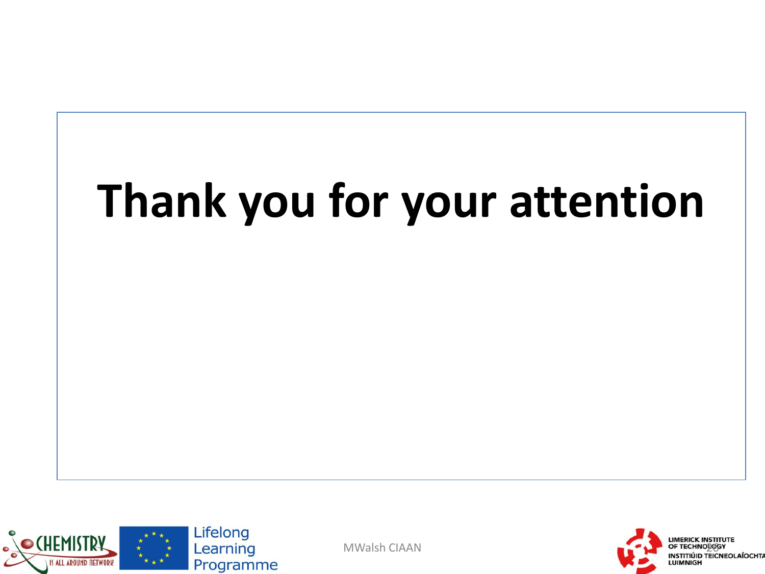# Thank you for your attention